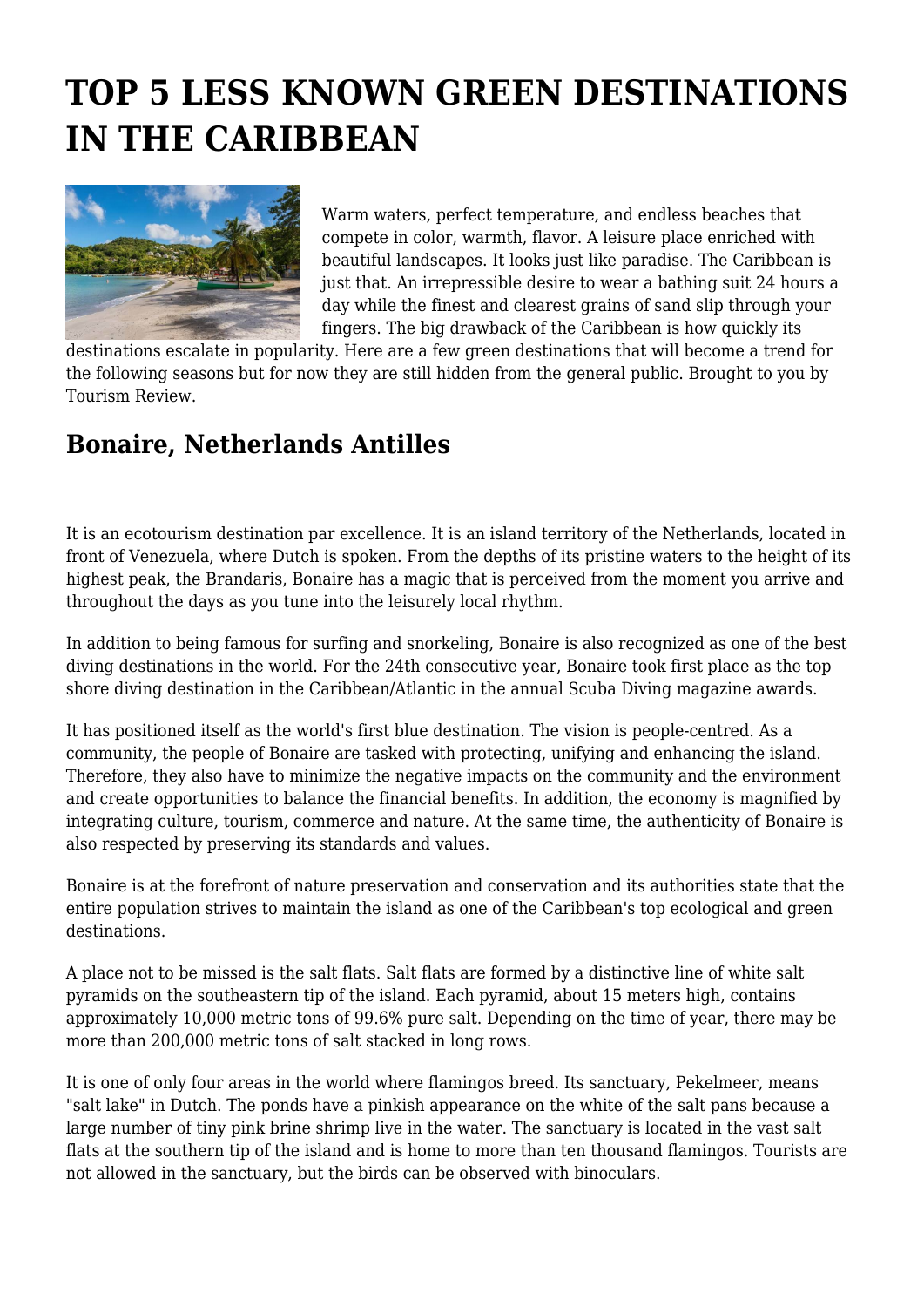# TOP 5 LESS KNOWN GREEN DESTINATIONS IN THE CARIBBEAN

Warm waters, perfect temperature, and endless beaches that compete in color, warmth, flavor. A leisure place enriched with beautiful landscapes. It looks just like paradise. The Caribbean is just that. An irrepressible desire to wear a bathing suit 24 hours a day while the finest and clearest grains of sand slip through your fingers. The big drawback of the Caribbean is how quickly its destinations escalate in popularity. Here are a few green destinations that will become a trend for the following seasons but for now they are still hidden from the general public. Brought to you by Tourism Review.

## Bonaire, Netherlands Antilles

It is an ecotourism destination par excellence. It is an island territory of the Netherlands, located in front of Venezuela, where Dutch is spoken. From the depths of its pristine waters to the height of its highest peak, the Brandaris, Bonaire has a magic that is perceived from the moment you arrive and throughout the days as you tune into the leisurely local rhythm.

In addition to being famous for surfing and snorkeling, Bonaire is also recognized as one of the best diving destinations in the world. For the 24th consecutive year, Bonaire took first place as the top shore diving destination in the Caribbean/Atlantic in the annual Scuba Diving magazine awards.

It has positioned itself as the world's first blue destination. The vision is people-centred. As a community, the people of Bonaire are tasked with protecting, unifying and enhancing the island. Therefore, they also have to minimize the negative impacts on the community and the environment and create opportunities to balance the financial benefits. In addition, the economy is magnified by integrating culture, tourism, commerce and nature. At the same time, the authenticity of Bonaire is also respected by preserving its standards and values.

Bonaire is at the forefront of nature preservation and conservation and its authorities state that the entire population strives to maintain the island as one of the Caribbean's top ecological and green destinations.

A place not to be missed is the salt flats. Salt flats are formed by a distinctive line of white salt pyramids on the southeastern tip of the island. Each pyramid, about 15 meters high, contains approximately 10,000 metric tons of 99.6% pure salt. Depending on the time of year, there may be more than 200,000 metric tons of salt stacked in long rows.

It is one of only four areas in the world where flamingos breed. Its sanctuary, Pekelmeer, means "salt lake" in Dutch. The ponds have a pinkish appearance on the white of the salt pans because a large number of tiny pink brine shrimp live in the water. The sanctuary is located in the vast salt flats at the southern tip of the island and is home to more than ten thousand flamingos. Tourists are not allowed in the sanctuary, but the birds can be observed with binoculars.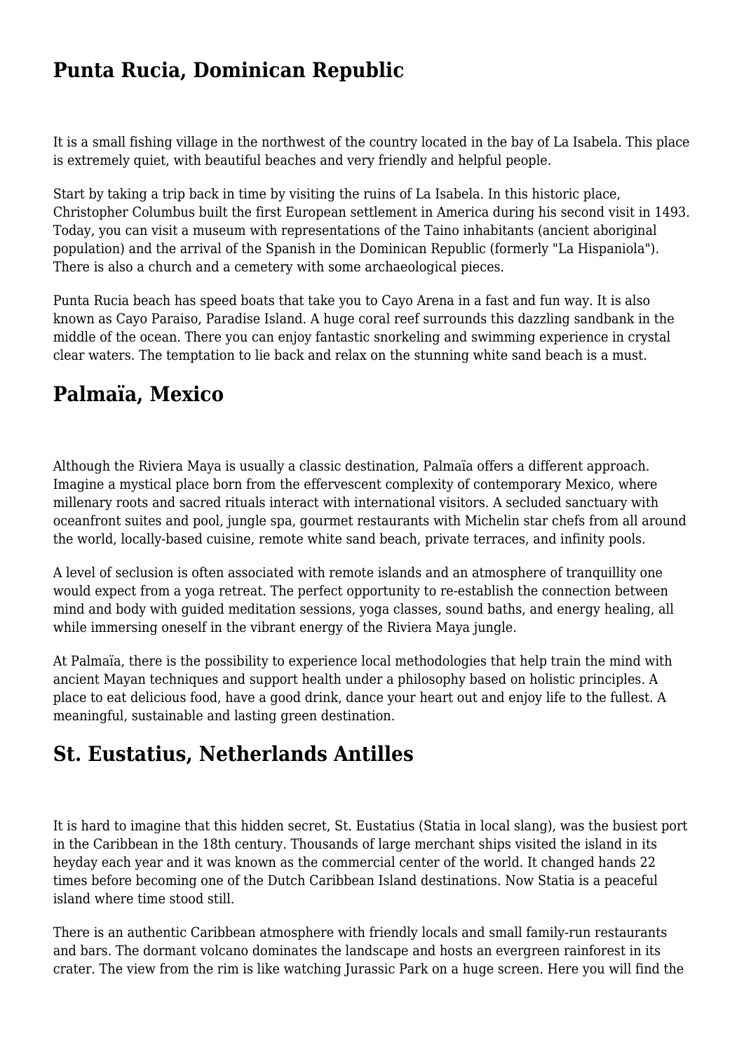## Punta Rucia, Dominican Republic

It is a small fishing village in the northwest of the country located in the bay of La Isabela. This place is extremely quiet, with beautiful beaches and very friendly and helpful people.

Start by taking a trip back in time by visiting the ruins of La Isabela. In this historic place, Christopher Columbus built the first European settlement in America during his second visit in 1493. Today, you can visit a museum with representations of the Taino inhabitants (ancient aboriginal population) and the arrival of the Spanish in the Dominican Republic (formerly "La Hispaniola"). There is also a church and a cemetery with some archaeological pieces.

Punta Rucia beach has speed boats that take you to Cayo Arena in a fast and fun way. It is also known as Cayo Paraiso, Paradise Island. A huge coral reef surrounds this dazzling sandbank in the middle of the ocean. There you can enjoy fantastic snorkeling and swimming experience in crystal clear waters. The temptation to lie back and relax on the stunning white sand beach is a must.

## Palmaïa, Mexico

Although the Riviera Maya is usually a classic destination, Palmaïa offers a different approach. Imagine a mystical place born from the effervescent complexity of contemporary Mexico, where millenary roots and sacred rituals interact with international visitors. A secluded sanctuary with oceanfront suites and pool, jungle spa, gourmet restaurants with Michelin star chefs from all around the world, locally-based cuisine, remote white sand beach, private terraces, and infinity pools.

A level of seclusion is often associated with remote islands and an atmosphere of tranquillity one would expect from a yoga retreat. The perfect opportunity to re-establish the connection between mind and body with guided meditation sessions, yoga classes, sound baths, and energy healing, all while immersing oneself in the vibrant energy of the Riviera Maya jungle.

At Palmaïa, there is the possibility to experience local methodologies that help train the mind with ancient Mayan techniques and support health under a philosophy based on holistic principles. A place to eat delicious food, have a good drink, dance your heart out and enjoy life to the fullest. A meaningful, sustainable and lasting green destination.

## St. Eustatius, Netherlands Antilles

It is hard to imagine that this hidden secret, St. Eustatius (Statia in local slang), was the busiest port in the Caribbean in the 18th century. Thousands of large merchant ships visited the island in its heyday each year and it was known as the commercial center of the world. It changed hands 22 times before becoming one of the Dutch Caribbean Island destinations. Now Statia is a peaceful island where time stood still.

There is an authentic Caribbean atmosphere with friendly locals and small family-run restaurants and bars. The dormant volcano dominates the landscape and hosts an evergreen rainforest in its crater. The view from the rim is like watching Jurassic Park on a huge screen. Here you will find the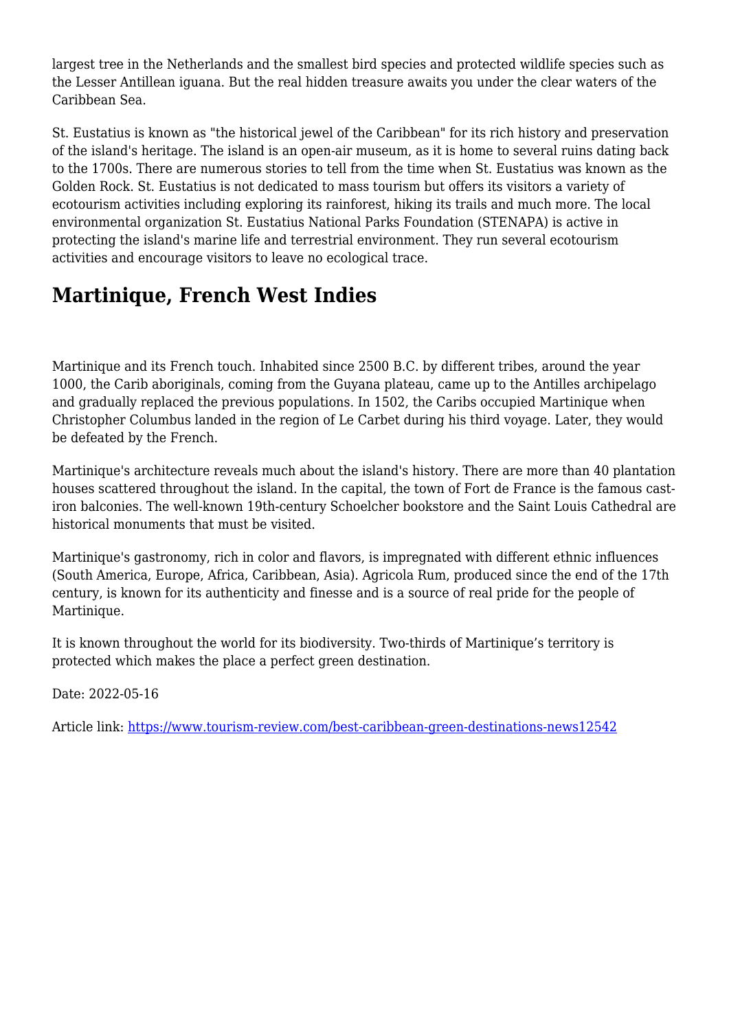largest tree in the Netherlands and the smallest bird species and protected wildlife species such as the Lesser Antillean iguana. But the real hidden treasure awaits you under the clear waters of the Caribbean Sea.

St. Eustatius is known as "the historical jewel of the Caribbean" for its rich history and preservation of the island's heritage. The island is an open-air museum, as it is home to several ruins dating back to the 1700s. There are numerous stories to tell from the time when St. Eustatius was known as the Golden Rock. St. Eustatius is not dedicated to mass tourism but offers its visitors a variety of ecotourism activities including exploring its rainforest, hiking its trails and much more. The local environmental organization St. Eustatius National Parks Foundation (STENAPA) is active in protecting the island's marine life and terrestrial environment. They run several ecotourism activities and encourage visitors to leave no ecological trace.

## Martinique, French West Indies

Martinique and its French touch. Inhabited since 2500 B.C. by different tribes, around the year 1000, the Carib aboriginals, coming from the Guyana plateau, came up to the Antilles archipelago and gradually replaced the previous populations. In 1502, the Caribs occupied Martinique when Christopher Columbus landed in the region of Le Carbet during his third voyage. Later, they would be defeated by the French.

Martinique's architecture reveals much about the island's history. There are more than 40 plantation houses scattered throughout the island. In the capital, the town of Fort de France is the famous cast-iron balconies. The well-known 19th-century Schoelcher bookstore and the Saint Louis Cathedral are historical monuments that must be visited.

Martinique's gastronomy, rich in color and flavors, is impregnated with different ethnic influences (South America, Europe, Africa, Caribbean, Asia). Agricola Rum, produced since the end of the 17th century, is known for its authenticity and finesse and is a source of real pride for the people of Martinique.

It is known throughout the world for its biodiversity. Two-thirds of Martinique's territory is protected which makes the place a perfect green destination.

Date: 2022-05-16

Article link: https://www.tourism-review.com/best-caribbean-green-destinations-news12542